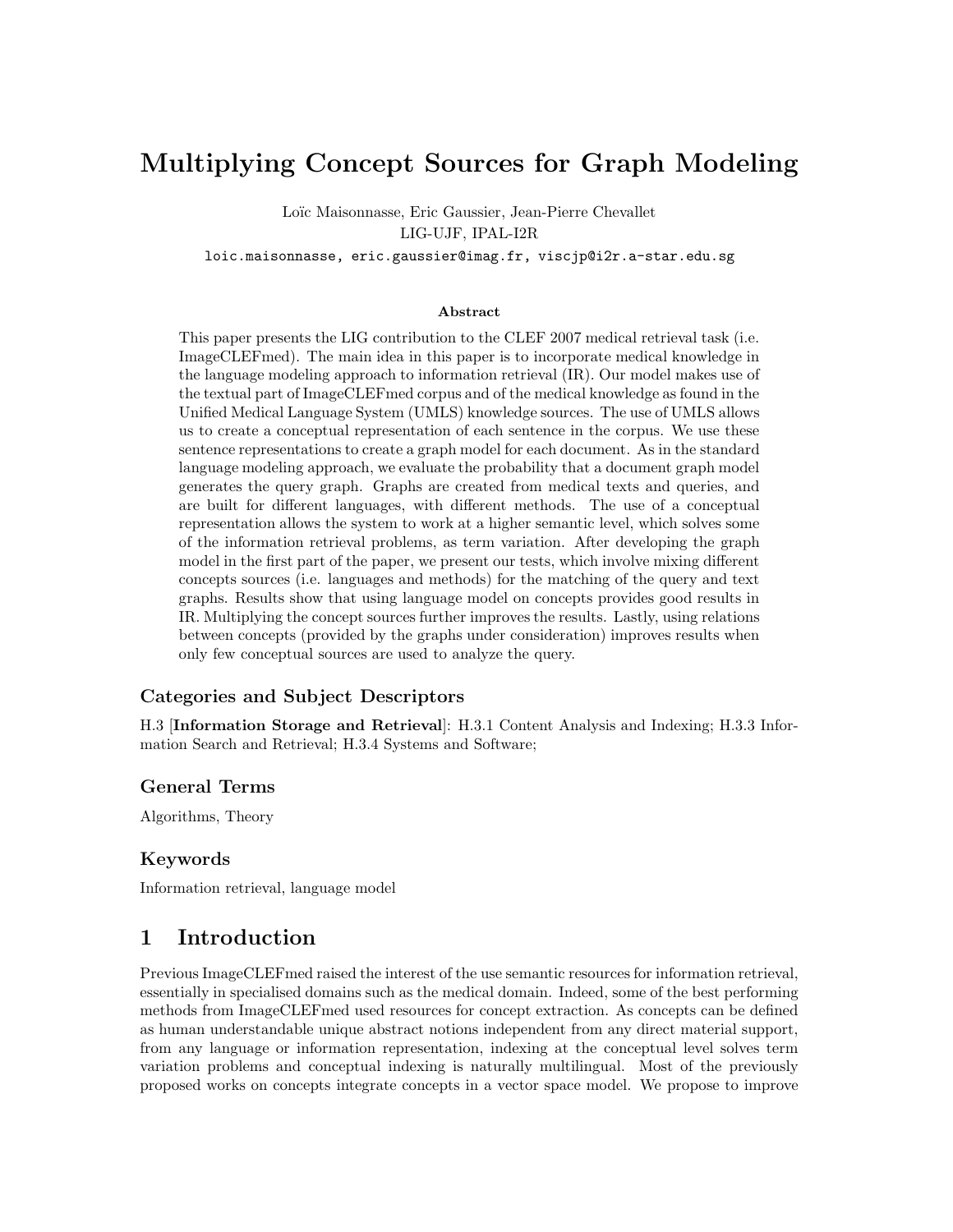# Multiplying Concept Sources for Graph Modeling

Loïc Maisonnasse, Eric Gaussier, Jean-Pierre Chevallet

LIG-UJF, IPAL-I2R

loic.maisonnasse, eric.gaussier@imag.fr, viscjp@i2r.a-star.edu.sg

### Abstract

This paper presents the LIG contribution to the CLEF 2007 medical retrieval task (i.e. ImageCLEFmed). The main idea in this paper is to incorporate medical knowledge in the language modeling approach to information retrieval (IR). Our model makes use of the textual part of ImageCLEFmed corpus and of the medical knowledge as found in the Unified Medical Language System (UMLS) knowledge sources. The use of UMLS allows us to create a conceptual representation of each sentence in the corpus. We use these sentence representations to create a graph model for each document. As in the standard language modeling approach, we evaluate the probability that a document graph model generates the query graph. Graphs are created from medical texts and queries, and are built for different languages, with different methods. The use of a conceptual representation allows the system to work at a higher semantic level, which solves some of the information retrieval problems, as term variation. After developing the graph model in the first part of the paper, we present our tests, which involve mixing different concepts sources (i.e. languages and methods) for the matching of the query and text graphs. Results show that using language model on concepts provides good results in IR. Multiplying the concept sources further improves the results. Lastly, using relations between concepts (provided by the graphs under consideration) improves results when only few conceptual sources are used to analyze the query.

## Categories and Subject Descriptors

H.3 [**Information Storage and Retrieval**]: H.3.1 Content Analysis and Indexing; H.3.3 Information Search and Retrieval; H.3.4 Systems and Software;

## General Terms

Algorithms, Theory

## Keywords

Information retrieval, language model

## 1 Introduction

Previous ImageCLEFmed raised the interest of the use semantic resources for information retrieval, essentially in specialised domains such as the medical domain. Indeed, some of the best performing methods from ImageCLEFmed used resources for concept extraction. As concepts can be defined as human understandable unique abstract notions independent from any direct material support, from any language or information representation, indexing at the conceptual level solves term variation problems and conceptual indexing is naturally multilingual. Most of the previously proposed works on concepts integrate concepts in a vector space model. We propose to improve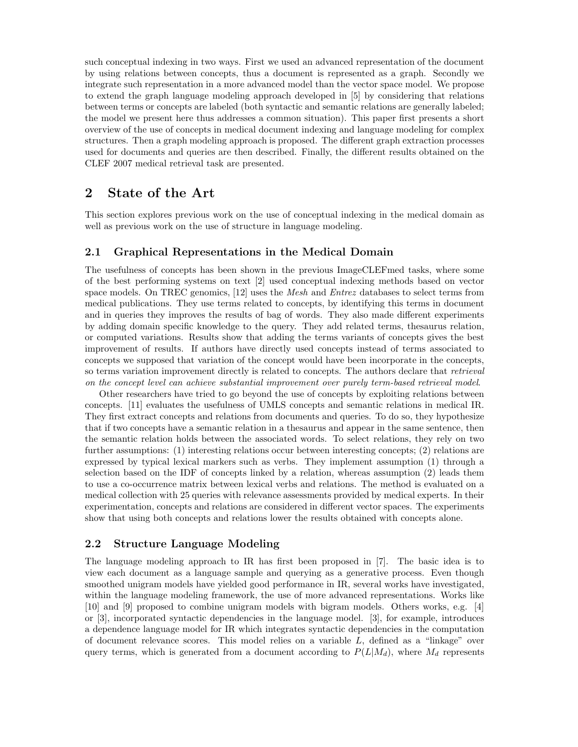such conceptual indexing in two ways. First we used an advanced representation of the document by using relations between concepts, thus a document is represented as a graph. Secondly we integrate such representation in a more advanced model than the vector space model. We propose to extend the graph language modeling approach developed in [5] by considering that relations between terms or concepts are labeled (both syntactic and semantic relations are generally labeled; the model we present here thus addresses a common situation). This paper first presents a short overview of the use of concepts in medical document indexing and language modeling for complex structures. Then a graph modeling approach is proposed. The different graph extraction processes used for documents and queries are then described. Finally, the different results obtained on the CLEF 2007 medical retrieval task are presented.

## 2 State of the Art

This section explores previous work on the use of conceptual indexing in the medical domain as well as previous work on the use of structure in language modeling.

### 2.1 Graphical Representations in the Medical Domain

The usefulness of concepts has been shown in the previous ImageCLEFmed tasks, where some of the best performing systems on text [2] used conceptual indexing methods based on vector space models. On TREC genomics, [12] uses the *Mesh* and *Entrez* databases to select terms from medical publications. They use terms related to concepts, by identifying this terms in document and in queries they improves the results of bag of words. They also made different experiments by adding domain specific knowledge to the query. They add related terms, thesaurus relation, or computed variations. Results show that adding the terms variants of concepts gives the best improvement of results. If authors have directly used concepts instead of terms associated to concepts we supposed that variation of the concept would have been incorporate in the concepts, so terms variation improvement directly is related to concepts. The authors declare that *retrieval on the concept level can achieve substantial improvement over purely term-based retrieval model*.

Other researchers have tried to go beyond the use of concepts by exploiting relations between concepts. [11] evaluates the usefulness of UMLS concepts and semantic relations in medical IR. They first extract concepts and relations from documents and queries. To do so, they hypothesize that if two concepts have a semantic relation in a thesaurus and appear in the same sentence, then the semantic relation holds between the associated words. To select relations, they rely on two further assumptions: (1) interesting relations occur between interesting concepts; (2) relations are expressed by typical lexical markers such as verbs. They implement assumption (1) through a selection based on the IDF of concepts linked by a relation, whereas assumption (2) leads them to use a co-occurrence matrix between lexical verbs and relations. The method is evaluated on a medical collection with 25 queries with relevance assessments provided by medical experts. In their experimentation, concepts and relations are considered in different vector spaces. The experiments show that using both concepts and relations lower the results obtained with concepts alone.

### 2.2 Structure Language Modeling

The language modeling approach to IR has first been proposed in [7]. The basic idea is to view each document as a language sample and querying as a generative process. Even though smoothed unigram models have yielded good performance in IR, several works have investigated, within the language modeling framework, the use of more advanced representations. Works like [10] and [9] proposed to combine unigram models with bigram models. Others works, e.g. [4] or [3], incorporated syntactic dependencies in the language model. [3], for example, introduces a dependence language model for IR which integrates syntactic dependencies in the computation of document relevance scores. This model relies on a variable $L$, defined as a "linkage" over query terms, which is generated from a document according to $P(L|M_d)$, where $M_d$ represents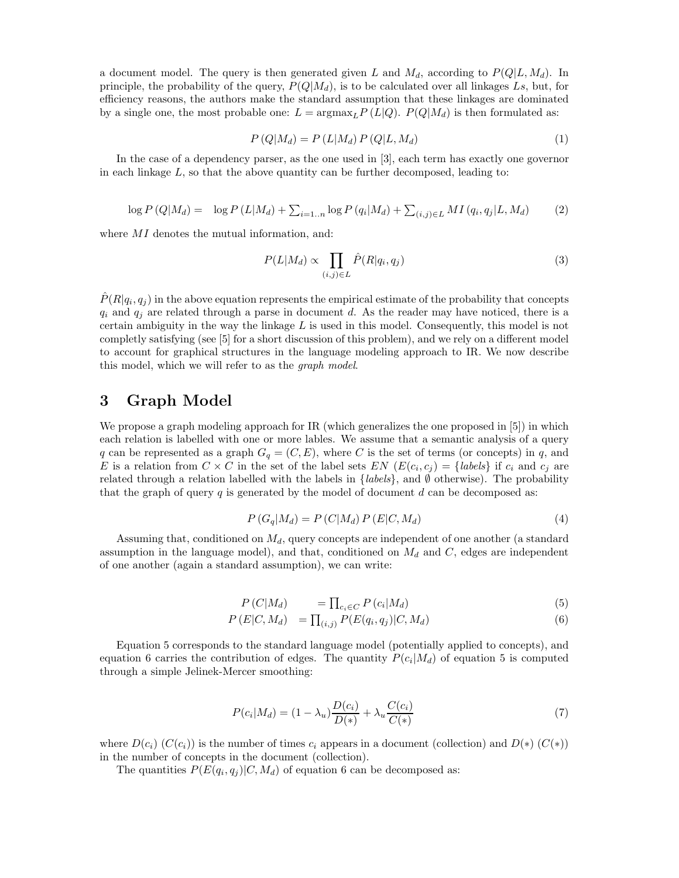a document model. The query is then generated given $L$ and $M_d$, according to $P(Q|L, M_d)$. In principle, the probability of the query, $P(Q|M_d)$, is to be calculated over all linkages $Ls$, but, for efficiency reasons, the authors make the standard assumption that these linkages are dominated by a single one, the most probable one: $L = \text{argmax}_L P(L|Q)$. $P(Q|M_d)$ is then formulated as:

$$P(Q|M_d) = P(L|M_d)\, P(Q|L, M_d) \tag{1}$$

In the case of a dependency parser, as the one used in [3], each term has exactly one governor in each linkage $L$, so that the above quantity can be further decomposed, leading to:

$$\log P(Q|M_d) = \log P(L|M_d) + \sum_{i=1..n} \log P(q_i|M_d) + \sum_{(i,j)\in L} MI(q_i, q_j|L, M_d) \tag{2}$$

where $MI$ denotes the mutual information, and:

$$P(L|M_d) \propto \prod_{(i,j)\in L} \hat{P}(R|q_i, q_j) \tag{3}$$

$\hat{P}(R|q_i, q_j)$ in the above equation represents the empirical estimate of the probability that concepts $q_i$ and $q_j$ are related through a parse in document $d$. As the reader may have noticed, there is a certain ambiguity in the way the linkage $L$ is used in this model. Consequently, this model is not completly satisfying (see [5] for a short discussion of this problem), and we rely on a different model to account for graphical structures in the language modeling approach to IR. We now describe this model, which we will refer to as the *graph model*.

# 3 Graph Model

We propose a graph modeling approach for IR (which generalizes the one proposed in [5]) in which each relation is labelled with one or more lables. We assume that a semantic analysis of a query $q$ can be represented as a graph $G_q = (C, E)$, where $C$ is the set of terms (or concepts) in $q$, and $E$ is a relation from $C \times C$ in the set of the label sets $EN$ ($E(c_i, c_j) = \{labels\}$ if $c_i$ and $c_j$ are related through a relation labelled with the labels in $\{labels\}$, and $\emptyset$ otherwise). The probability that the graph of query $q$ is generated by the model of document $d$ can be decomposed as:

$$P(G_q|M_d) = P(C|M_d)\, P(E|C, M_d) \tag{4}$$

Assuming that, conditioned on $M_d$, query concepts are independent of one another (a standard assumption in the language model), and that, conditioned on $M_d$ and $C$, edges are independent of one another (again a standard assumption), we can write:

$$P(C|M_d) = \prod_{c_i \in C} P(c_i|M_d) \tag{5}$$

$$P(E|C, M_d) = \prod_{(i,j)} P(E(q_i, q_j)|C, M_d) \tag{6}$$

Equation 5 corresponds to the standard language model (potentially applied to concepts), and equation 6 carries the contribution of edges. The quantity $P(c_i|M_d)$ of equation 5 is computed through a simple Jelinek-Mercer smoothing:

$$P(c_i|M_d) = (1 - \lambda_u)\frac{D(c_i)}{D(*)} + \lambda_u \frac{C(c_i)}{C(*)} \tag{7}$$

where $D(c_i)$ ($C(c_i)$) is the number of times $c_i$ appears in a document (collection) and $D(*)$ ($C(*)$) in the number of concepts in the document (collection).

The quantities $P(E(q_i, q_j)|C, M_d)$ of equation 6 can be decomposed as: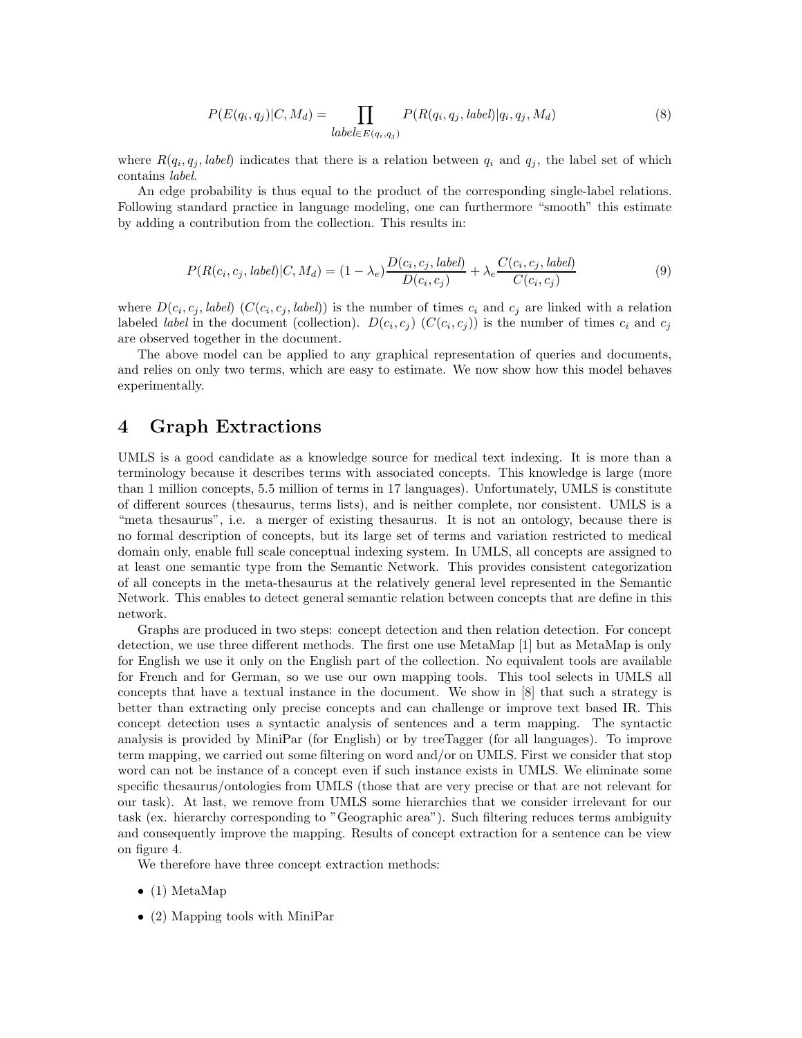$$P(E(q_i, q_j)|C, M_d) = \prod_{label \in E(q_i, q_j)} P(R(q_i, q_j, label)|q_i, q_j, M_d) \tag{8}$$

where $R(q_i, q_j, label)$ indicates that there is a relation between $q_i$ and $q_j$, the label set of which contains *label*.

An edge probability is thus equal to the product of the corresponding single-label relations. Following standard practice in language modeling, one can furthermore "smooth" this estimate by adding a contribution from the collection. This results in:

$$P(R(c_i, c_j, label)|C, M_d) = (1 - \lambda_e)\frac{D(c_i, c_j, label)}{D(c_i, c_j)} + \lambda_e \frac{C(c_i, c_j, label)}{C(c_i, c_j)} \tag{9}$$

where $D(c_i, c_j, label)$ ($C(c_i, c_j, label)$) is the number of times $c_i$ and $c_j$ are linked with a relation labeled *label* in the document (collection). $D(c_i, c_j)$ ($C(c_i, c_j)$) is the number of times $c_i$ and $c_j$ are observed together in the document.

The above model can be applied to any graphical representation of queries and documents, and relies on only two terms, which are easy to estimate. We now show how this model behaves experimentally.

# 4 Graph Extractions

UMLS is a good candidate as a knowledge source for medical text indexing. It is more than a terminology because it describes terms with associated concepts. This knowledge is large (more than 1 million concepts, 5.5 million of terms in 17 languages). Unfortunately, UMLS is constitute of different sources (thesaurus, terms lists), and is neither complete, nor consistent. UMLS is a "meta thesaurus", i.e. a merger of existing thesaurus. It is not an ontology, because there is no formal description of concepts, but its large set of terms and variation restricted to medical domain only, enable full scale conceptual indexing system. In UMLS, all concepts are assigned to at least one semantic type from the Semantic Network. This provides consistent categorization of all concepts in the meta-thesaurus at the relatively general level represented in the Semantic Network. This enables to detect general semantic relation between concepts that are define in this network.

Graphs are produced in two steps: concept detection and then relation detection. For concept detection, we use three different methods. The first one use MetaMap [1] but as MetaMap is only for English we use it only on the English part of the collection. No equivalent tools are available for French and for German, so we use our own mapping tools. This tool selects in UMLS all concepts that have a textual instance in the document. We show in [8] that such a strategy is better than extracting only precise concepts and can challenge or improve text based IR. This concept detection uses a syntactic analysis of sentences and a term mapping. The syntactic analysis is provided by MiniPar (for English) or by treeTagger (for all languages). To improve term mapping, we carried out some filtering on word and/or on UMLS. First we consider that stop word can not be instance of a concept even if such instance exists in UMLS. We eliminate some specific thesaurus/ontologies from UMLS (those that are very precise or that are not relevant for our task). At last, we remove from UMLS some hierarchies that we consider irrelevant for our task (ex. hierarchy corresponding to "Geographic area"). Such filtering reduces terms ambiguity and consequently improve the mapping. Results of concept extraction for a sentence can be view on figure 4.

We therefore have three concept extraction methods:

- (1) MetaMap
- (2) Mapping tools with MiniPar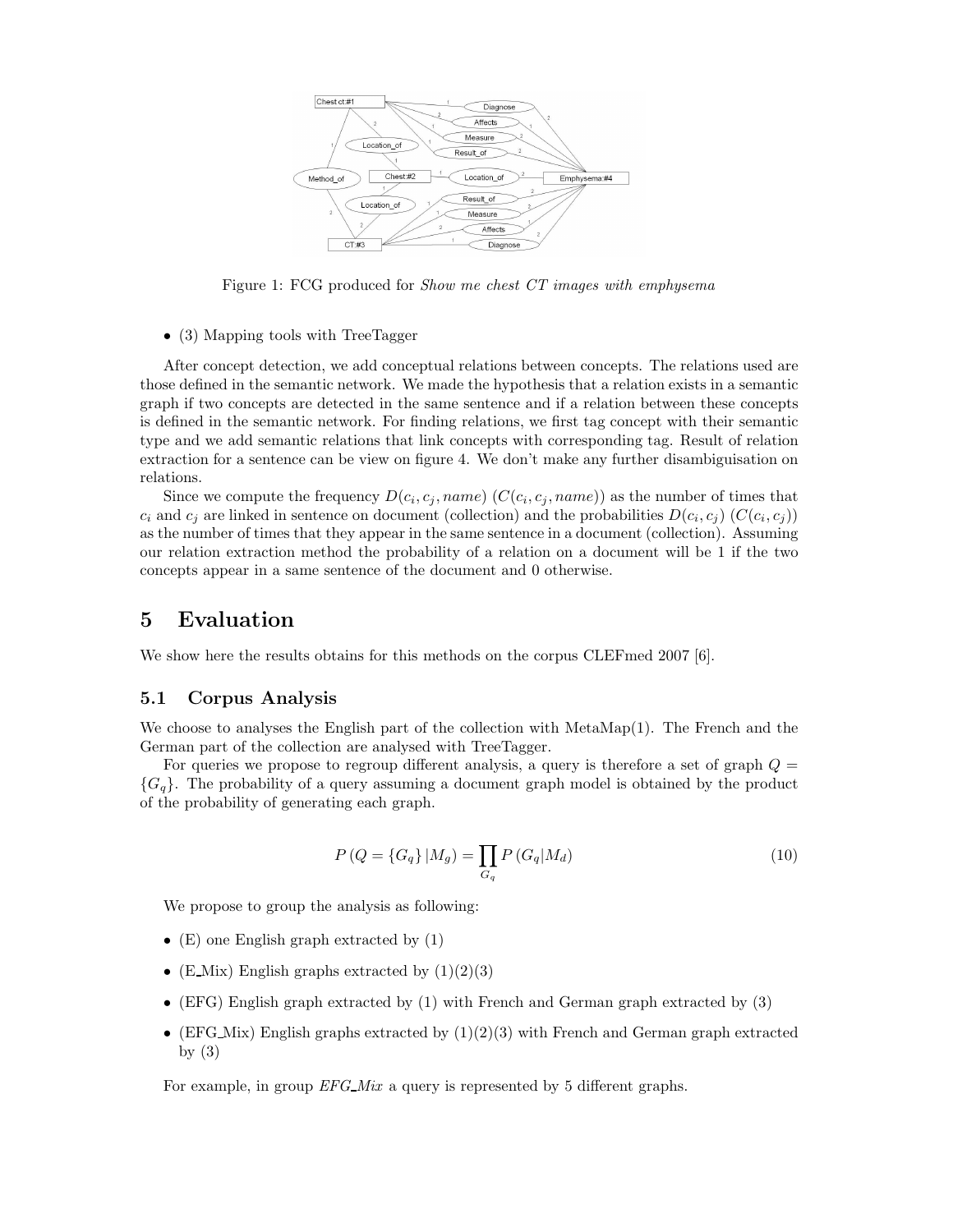Figure 1: FCG produced for *Show me chest CT images with emphysema*

- (3) Mapping tools with TreeTagger

After concept detection, we add conceptual relations between concepts. The relations used are those defined in the semantic network. We made the hypothesis that a relation exists in a semantic graph if two concepts are detected in the same sentence and if a relation between these concepts is defined in the semantic network. For finding relations, we first tag concept with their semantic type and we add semantic relations that link concepts with corresponding tag. Result of relation extraction for a sentence can be view on figure 4. We don't make any further disambiguisation on relations.

Since we compute the frequency $D(c_i, c_j, name)$ ($C(c_i, c_j, name)$) as the number of times that $c_i$ and $c_j$ are linked in sentence on document (collection) and the probabilities $D(c_i, c_j)$ ($C(c_i, c_j)$) as the number of times that they appear in the same sentence in a document (collection). Assuming our relation extraction method the probability of a relation on a document will be 1 if the two concepts appear in a same sentence of the document and 0 otherwise.

# 5 Evaluation

We show here the results obtains for this methods on the corpus CLEFmed 2007 [6].

## 5.1 Corpus Analysis

We choose to analyses the English part of the collection with MetaMap(1). The French and the German part of the collection are analysed with TreeTagger.

For queries we propose to regroup different analysis, a query is therefore a set of graph $Q = \{G_q\}$. The probability of a query assuming a document graph model is obtained by the product of the probability of generating each graph.

$$P\left(Q = \{G_q\} | M_g\right) = \prod_{G_q} P\left(G_q | M_d\right) \tag{10}$$

We propose to group the analysis as following:

- (E) one English graph extracted by (1)
- (E_Mix) English graphs extracted by (1)(2)(3)
- (EFG) English graph extracted by (1) with French and German graph extracted by (3)
- (EFG_Mix) English graphs extracted by (1)(2)(3) with French and German graph extracted by (3)

For example, in group *EFG_Mix* a query is represented by 5 different graphs.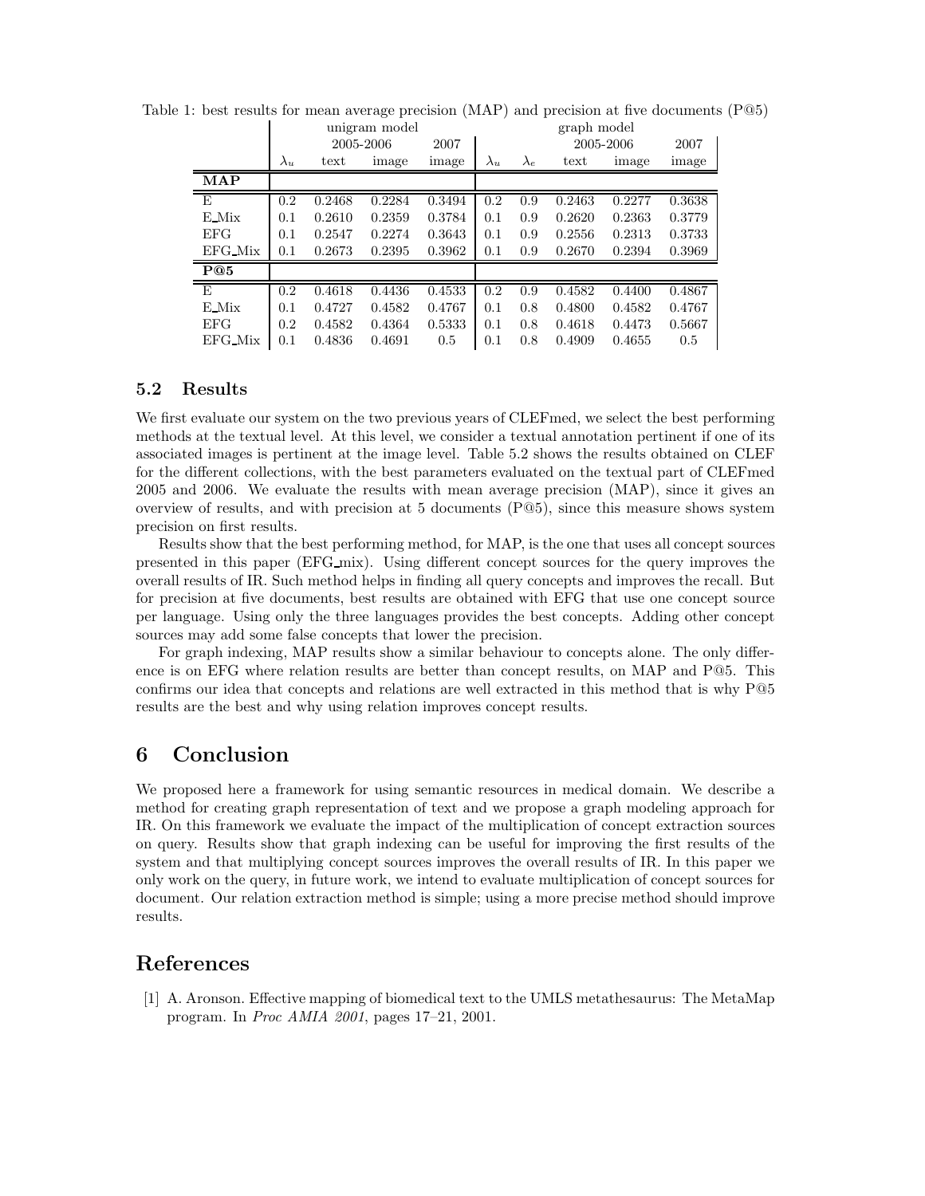Table 1: best results for mean average precision (MAP) and precision at five documents (P@5)

| | unigram model | | | | graph model | | | | |
|---|---|---|---|---|---|---|---|---|---|
| | | 2005-2006 | | 2007 | | | 2005-2006 | | 2007 |
| | $\lambda_u$ | text | image | image | $\lambda_u$ | $\lambda_e$ | text | image | image |
| **MAP** | | | | | | | | | |
| E | 0.2 | 0.2468 | 0.2284 | 0.3494 | 0.2 | 0.9 | 0.2463 | 0.2277 | 0.3638 |
| E_Mix | 0.1 | 0.2610 | 0.2359 | 0.3784 | 0.1 | 0.9 | 0.2620 | 0.2363 | 0.3779 |
| EFG | 0.1 | 0.2547 | 0.2274 | 0.3643 | 0.1 | 0.9 | 0.2556 | 0.2313 | 0.3733 |
| EFG_Mix | 0.1 | 0.2673 | 0.2395 | 0.3962 | 0.1 | 0.9 | 0.2670 | 0.2394 | 0.3969 |
| **P@5** | | | | | | | | | |
| E | 0.2 | 0.4618 | 0.4436 | 0.4533 | 0.2 | 0.9 | 0.4582 | 0.4400 | 0.4867 |
| E_Mix | 0.1 | 0.4727 | 0.4582 | 0.4767 | 0.1 | 0.8 | 0.4800 | 0.4582 | 0.4767 |
| EFG | 0.2 | 0.4582 | 0.4364 | 0.5333 | 0.1 | 0.8 | 0.4618 | 0.4473 | 0.5667 |
| EFG_Mix | 0.1 | 0.4836 | 0.4691 | 0.5 | 0.1 | 0.8 | 0.4909 | 0.4655 | 0.5 |

### 5.2 Results

We first evaluate our system on the two previous years of CLEFmed, we select the best performing methods at the textual level. At this level, we consider a textual annotation pertinent if one of its associated images is pertinent at the image level. Table 5.2 shows the results obtained on CLEF for the different collections, with the best parameters evaluated on the textual part of CLEFmed 2005 and 2006. We evaluate the results with mean average precision (MAP), since it gives an overview of results, and with precision at 5 documents (P@5), since this measure shows system precision on first results.

Results show that the best performing method, for MAP, is the one that uses all concept sources presented in this paper (EFG_mix). Using different concept sources for the query improves the overall results of IR. Such method helps in finding all query concepts and improves the recall. But for precision at five documents, best results are obtained with EFG that use one concept source per language. Using only the three languages provides the best concepts. Adding other concept sources may add some false concepts that lower the precision.

For graph indexing, MAP results show a similar behaviour to concepts alone. The only difference is on EFG where relation results are better than concept results, on MAP and P@5. This confirms our idea that concepts and relations are well extracted in this method that is why P@5 results are the best and why using relation improves concept results.

## 6 Conclusion

We proposed here a framework for using semantic resources in medical domain. We describe a method for creating graph representation of text and we propose a graph modeling approach for IR. On this framework we evaluate the impact of the multiplication of concept extraction sources on query. Results show that graph indexing can be useful for improving the first results of the system and that multiplying concept sources improves the overall results of IR. In this paper we only work on the query, in future work, we intend to evaluate multiplication of concept sources for document. Our relation extraction method is simple; using a more precise method should improve results.

## References

[1] A. Aronson. Effective mapping of biomedical text to the UMLS metathesaurus: The MetaMap program. In *Proc AMIA 2001*, pages 17–21, 2001.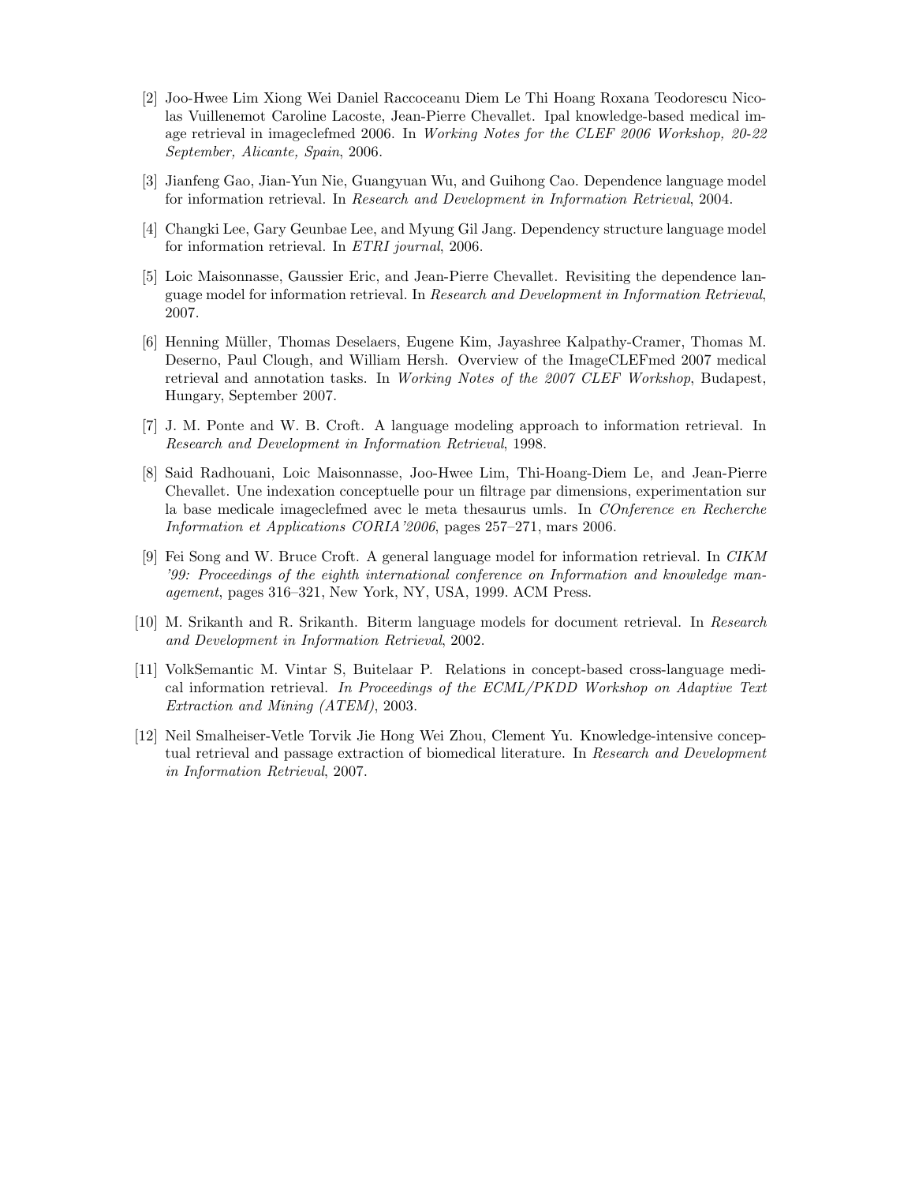[2] Joo-Hwee Lim Xiong Wei Daniel Raccoceanu Diem Le Thi Hoang Roxana Teodorescu Nicolas Vuillenemot Caroline Lacoste, Jean-Pierre Chevallet. Ipal knowledge-based medical image retrieval in imageclefmed 2006. In *Working Notes for the CLEF 2006 Workshop, 20-22 September, Alicante, Spain*, 2006.

[3] Jianfeng Gao, Jian-Yun Nie, Guangyuan Wu, and Guihong Cao. Dependence language model for information retrieval. In *Research and Development in Information Retrieval*, 2004.

[4] Changki Lee, Gary Geunbae Lee, and Myung Gil Jang. Dependency structure language model for information retrieval. In *ETRI journal*, 2006.

[5] Loic Maisonnasse, Gaussier Eric, and Jean-Pierre Chevallet. Revisiting the dependence language model for information retrieval. In *Research and Development in Information Retrieval*, 2007.

[6] Henning Müller, Thomas Deselaers, Eugene Kim, Jayashree Kalpathy-Cramer, Thomas M. Deserno, Paul Clough, and William Hersh. Overview of the ImageCLEFmed 2007 medical retrieval and annotation tasks. In *Working Notes of the 2007 CLEF Workshop*, Budapest, Hungary, September 2007.

[7] J. M. Ponte and W. B. Croft. A language modeling approach to information retrieval. In *Research and Development in Information Retrieval*, 1998.

[8] Said Radhouani, Loic Maisonnasse, Joo-Hwee Lim, Thi-Hoang-Diem Le, and Jean-Pierre Chevallet. Une indexation conceptuelle pour un filtrage par dimensions, experimentation sur la base medicale imageclefmed avec le meta thesaurus umls. In *COnference en Recherche Information et Applications CORIA'2006*, pages 257–271, mars 2006.

[9] Fei Song and W. Bruce Croft. A general language model for information retrieval. In *CIKM '99: Proceedings of the eighth international conference on Information and knowledge management*, pages 316–321, New York, NY, USA, 1999. ACM Press.

[10] M. Srikanth and R. Srikanth. Biterm language models for document retrieval. In *Research and Development in Information Retrieval*, 2002.

[11] VolkSemantic M. Vintar S, Buitelaar P. Relations in concept-based cross-language medical information retrieval. *In Proceedings of the ECML/PKDD Workshop on Adaptive Text Extraction and Mining (ATEM)*, 2003.

[12] Neil Smalheiser-Vetle Torvik Jie Hong Wei Zhou, Clement Yu. Knowledge-intensive conceptual retrieval and passage extraction of biomedical literature. In *Research and Development in Information Retrieval*, 2007.